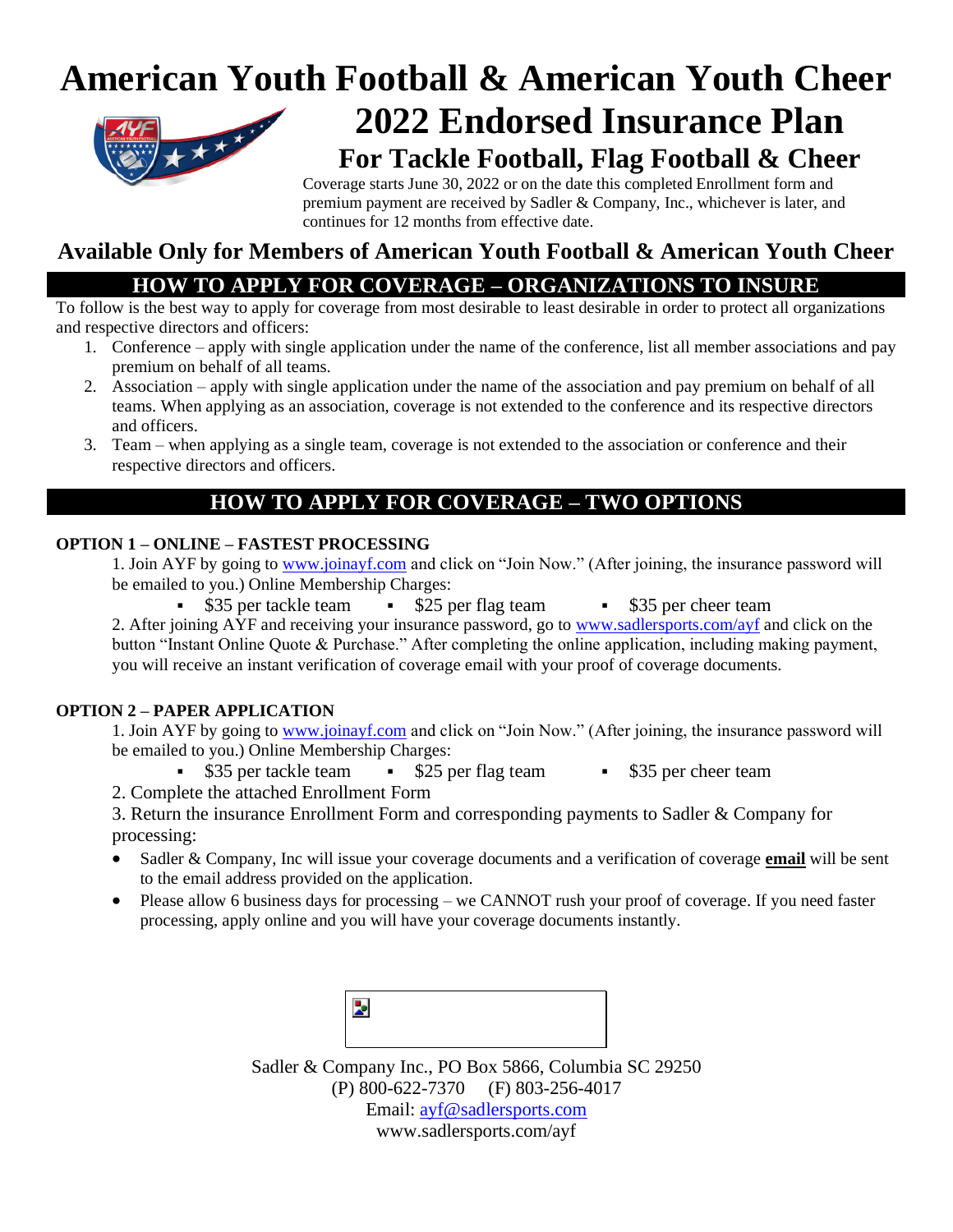# American Youth Football & American Youth Cheer

# 2022 Endorsed Insurance Plan

## For Tackle Football, Flag Football & Cheer

Coverage starts June 30, 2022 or on the date this completed Enrollment form and premium payment are received by Sadler & Company, Inc., whichever is later, and continues for 12 months from effective date.

## Available Only for Members of American Youth Football & American Youth Cheer

## HOW TO APPLY FOR COVERAGE – ORGANIZATIONS TO INSURE

To follow is the best way to apply for coverage from most desirable to least desirable in order to protect all organizations and respective directors and officers:

1. Conference – apply with single application under the name of the conference, list all member associations and pay premium on behalf of all teams.
2. Association – apply with single application under the name of the association and pay premium on behalf of all teams. When applying as an association, coverage is not extended to the conference and its respective directors and officers.
3. Team – when applying as a single team, coverage is not extended to the association or conference and their respective directors and officers.

## HOW TO APPLY FOR COVERAGE – TWO OPTIONS

### OPTION 1 – ONLINE – FASTEST PROCESSING

1. Join AYF by going to www.joinayf.com and click on "Join Now." (After joining, the insurance password will be emailed to you.) Online Membership Charges:
   - $35 per tackle team
   - $25 per flag team
   - $35 per cheer team
2. After joining AYF and receiving your insurance password, go to www.sadlersports.com/ayf and click on the button "Instant Online Quote & Purchase." After completing the online application, including making payment, you will receive an instant verification of coverage email with your proof of coverage documents.

### OPTION 2 – PAPER APPLICATION

1. Join AYF by going to www.joinayf.com and click on "Join Now." (After joining, the insurance password will be emailed to you.) Online Membership Charges:
   - $35 per tackle team
   - $25 per flag team
   - $35 per cheer team
2. Complete the attached Enrollment Form
3. Return the insurance Enrollment Form and corresponding payments to Sadler & Company for processing:

- Sadler & Company, Inc will issue your coverage documents and a verification of coverage **email** will be sent to the email address provided on the application.
- Please allow 6 business days for processing – we CANNOT rush your proof of coverage. If you need faster processing, apply online and you will have your coverage documents instantly.

Sadler & Company Inc., PO Box 5866, Columbia SC 29250
(P) 800-622-7370 (F) 803-256-4017
Email: ayf@sadlersports.com
www.sadlersports.com/ayf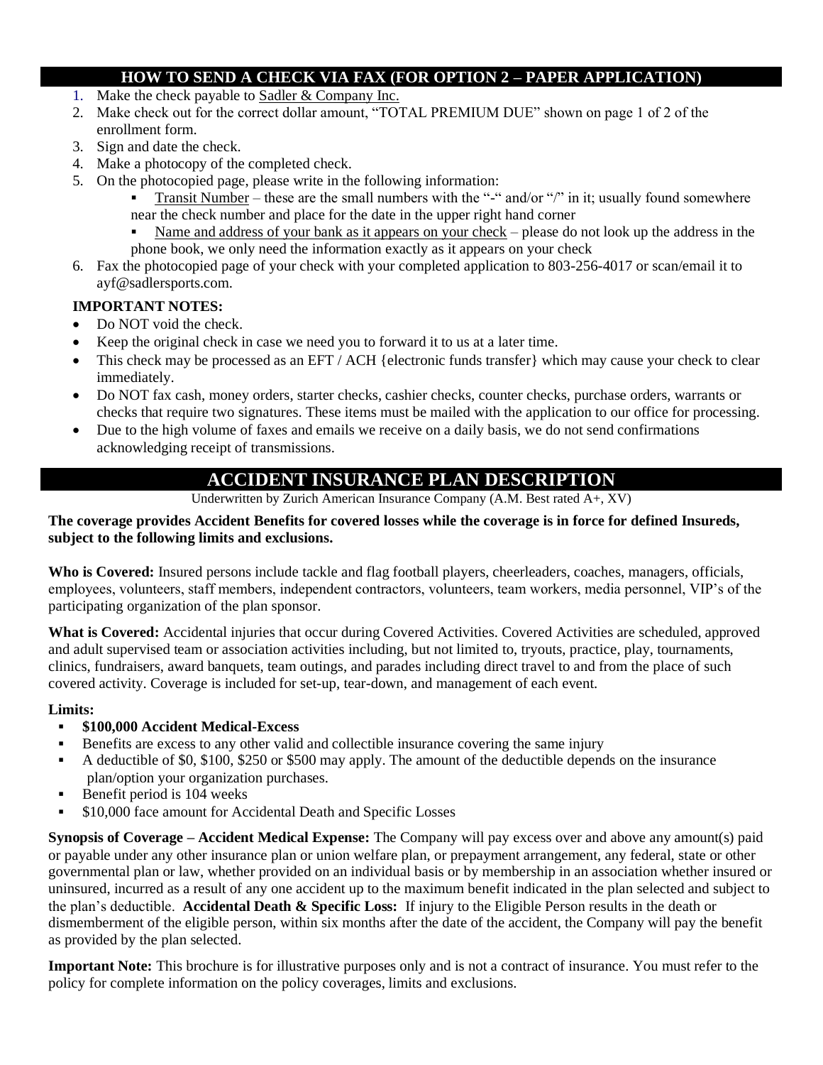## HOW TO SEND A CHECK VIA FAX (FOR OPTION 2 – PAPER APPLICATION)

1. Make the check payable to Sadler & Company Inc.
2. Make check out for the correct dollar amount, "TOTAL PREMIUM DUE" shown on page 1 of 2 of the enrollment form.
3. Sign and date the check.
4. Make a photocopy of the completed check.
5. On the photocopied page, please write in the following information:
   - Transit Number – these are the small numbers with the "-" and/or "/" in it; usually found somewhere near the check number and place for the date in the upper right hand corner
   - Name and address of your bank as it appears on your check – please do not look up the address in the phone book, we only need the information exactly as it appears on your check
6. Fax the photocopied page of your check with your completed application to 803-256-4017 or scan/email it to ayf@sadlersports.com.

**IMPORTANT NOTES:**

- Do NOT void the check.
- Keep the original check in case we need you to forward it to us at a later time.
- This check may be processed as an EFT / ACH {electronic funds transfer} which may cause your check to clear immediately.
- Do NOT fax cash, money orders, starter checks, cashier checks, counter checks, purchase orders, warrants or checks that require two signatures. These items must be mailed with the application to our office for processing.
- Due to the high volume of faxes and emails we receive on a daily basis, we do not send confirmations acknowledging receipt of transmissions.

## ACCIDENT INSURANCE PLAN DESCRIPTION

Underwritten by Zurich American Insurance Company (A.M. Best rated A+, XV)

**The coverage provides Accident Benefits for covered losses while the coverage is in force for defined Insureds, subject to the following limits and exclusions.**

**Who is Covered:** Insured persons include tackle and flag football players, cheerleaders, coaches, managers, officials, employees, volunteers, staff members, independent contractors, volunteers, team workers, media personnel, VIP's of the participating organization of the plan sponsor.

**What is Covered:** Accidental injuries that occur during Covered Activities. Covered Activities are scheduled, approved and adult supervised team or association activities including, but not limited to, tryouts, practice, play, tournaments, clinics, fundraisers, award banquets, team outings, and parades including direct travel to and from the place of such covered activity. Coverage is included for set-up, tear-down, and management of each event.

**Limits:**

- **$100,000 Accident Medical-Excess**
- Benefits are excess to any other valid and collectible insurance covering the same injury
- A deductible of $0, $100, $250 or $500 may apply. The amount of the deductible depends on the insurance plan/option your organization purchases.
- Benefit period is 104 weeks
- $10,000 face amount for Accidental Death and Specific Losses

**Synopsis of Coverage – Accident Medical Expense:** The Company will pay excess over and above any amount(s) paid or payable under any other insurance plan or union welfare plan, or prepayment arrangement, any federal, state or other governmental plan or law, whether provided on an individual basis or by membership in an association whether insured or uninsured, incurred as a result of any one accident up to the maximum benefit indicated in the plan selected and subject to the plan's deductible. **Accidental Death & Specific Loss:** If injury to the Eligible Person results in the death or dismemberment of the eligible person, within six months after the date of the accident, the Company will pay the benefit as provided by the plan selected.

**Important Note:** This brochure is for illustrative purposes only and is not a contract of insurance. You must refer to the policy for complete information on the policy coverages, limits and exclusions.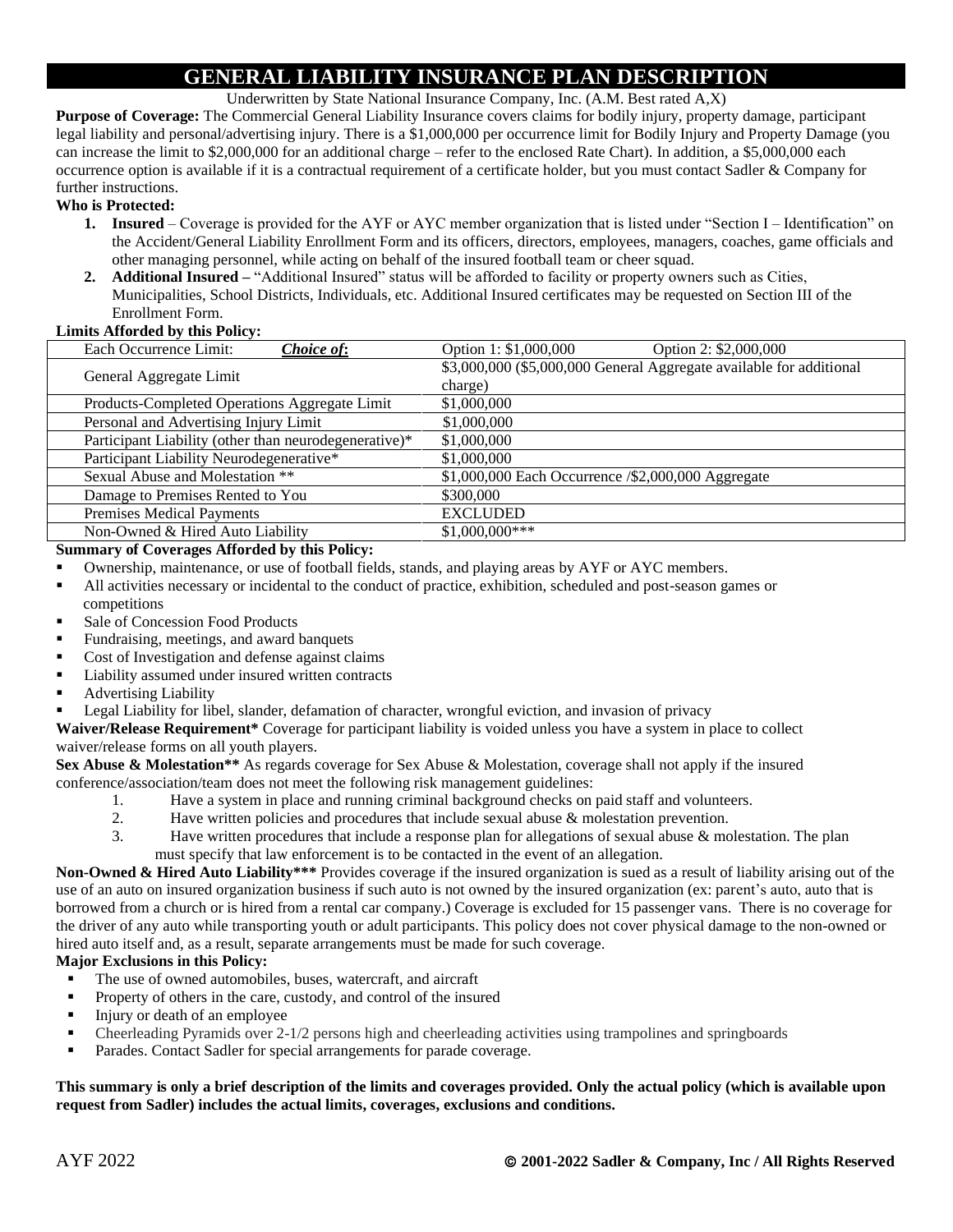# GENERAL LIABILITY INSURANCE PLAN DESCRIPTION

Underwritten by State National Insurance Company, Inc. (A.M. Best rated A,X)

**Purpose of Coverage:** The Commercial General Liability Insurance covers claims for bodily injury, property damage, participant legal liability and personal/advertising injury. There is a $1,000,000 per occurrence limit for Bodily Injury and Property Damage (you can increase the limit to $2,000,000 for an additional charge – refer to the enclosed Rate Chart). In addition, a $5,000,000 each occurrence option is available if it is a contractual requirement of a certificate holder, but you must contact Sadler & Company for further instructions.

**Who is Protected:**

1. **Insured** – Coverage is provided for the AYF or AYC member organization that is listed under "Section I – Identification" on the Accident/General Liability Enrollment Form and its officers, directors, employees, managers, coaches, game officials and other managing personnel, while acting on behalf of the insured football team or cheer squad.
2. **Additional Insured –** "Additional Insured" status will be afforded to facility or property owners such as Cities, Municipalities, School Districts, Individuals, etc. Additional Insured certificates may be requested on Section III of the Enrollment Form.

**Limits Afforded by this Policy:**

| Each Occurrence Limit: ***Choice of*:** | Option 1: $1,000,000 Option 2: $2,000,000 |
|---|---|
| General Aggregate Limit | $3,000,000 ($5,000,000 General Aggregate available for additional charge) |
| Products-Completed Operations Aggregate Limit | $1,000,000 |
| Personal and Advertising Injury Limit | $1,000,000 |
| Participant Liability (other than neurodegenerative)* | $1,000,000 |
| Participant Liability Neurodegenerative* | $1,000,000 |
| Sexual Abuse and Molestation ** | $1,000,000 Each Occurrence /$2,000,000 Aggregate |
| Damage to Premises Rented to You | $300,000 |
| Premises Medical Payments | EXCLUDED |
| Non-Owned & Hired Auto Liability | $1,000,000*** |

**Summary of Coverages Afforded by this Policy:**

- Ownership, maintenance, or use of football fields, stands, and playing areas by AYF or AYC members.
- All activities necessary or incidental to the conduct of practice, exhibition, scheduled and post-season games or competitions
- Sale of Concession Food Products
- Fundraising, meetings, and award banquets
- Cost of Investigation and defense against claims
- Liability assumed under insured written contracts
- Advertising Liability
- Legal Liability for libel, slander, defamation of character, wrongful eviction, and invasion of privacy

**Waiver/Release Requirement*** Coverage for participant liability is voided unless you have a system in place to collect waiver/release forms on all youth players.

**Sex Abuse & Molestation**** As regards coverage for Sex Abuse & Molestation, coverage shall not apply if the insured conference/association/team does not meet the following risk management guidelines:

1. Have a system in place and running criminal background checks on paid staff and volunteers.
2. Have written policies and procedures that include sexual abuse & molestation prevention.
3. Have written procedures that include a response plan for allegations of sexual abuse & molestation. The plan must specify that law enforcement is to be contacted in the event of an allegation.

**Non-Owned & Hired Auto Liability***** Provides coverage if the insured organization is sued as a result of liability arising out of the use of an auto on insured organization business if such auto is not owned by the insured organization (ex: parent's auto, auto that is borrowed from a church or is hired from a rental car company.) Coverage is excluded for 15 passenger vans. There is no coverage for the driver of any auto while transporting youth or adult participants. This policy does not cover physical damage to the non-owned or hired auto itself and, as a result, separate arrangements must be made for such coverage.

**Major Exclusions in this Policy:**

- The use of owned automobiles, buses, watercraft, and aircraft
- Property of others in the care, custody, and control of the insured
- Injury or death of an employee
- Cheerleading Pyramids over 2-1/2 persons high and cheerleading activities using trampolines and springboards
- Parades. Contact Sadler for special arrangements for parade coverage.

**This summary is only a brief description of the limits and coverages provided. Only the actual policy (which is available upon request from Sadler) includes the actual limits, coverages, exclusions and conditions.**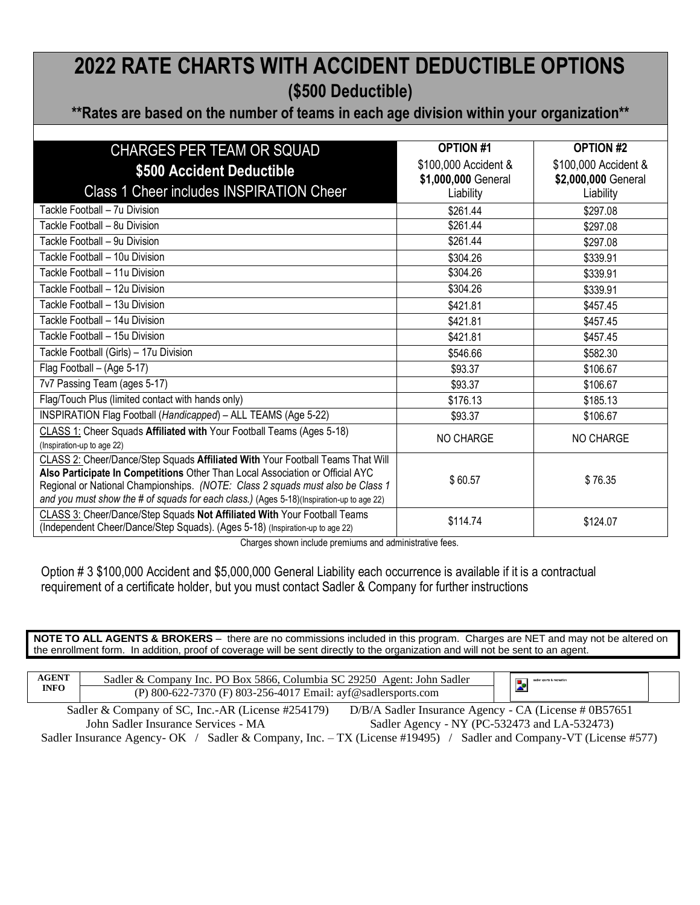# 2022 RATE CHARTS WITH ACCIDENT DEDUCTIBLE OPTIONS

## ($500 Deductible)

**\*\*Rates are based on the number of teams in each age division within your organization\*\***

| CHARGES PER TEAM OR SQUAD **$500 Accident Deductible** Class 1 Cheer includes INSPIRATION Cheer | **OPTION #1** $100,000 Accident & **$1,000,000** General Liability | **OPTION #2** $100,000 Accident & **$2,000,000** General Liability |
|---|---|---|
| Tackle Football – 7u Division | $261.44 | $297.08 |
| Tackle Football – 8u Division | $261.44 | $297.08 |
| Tackle Football – 9u Division | $261.44 | $297.08 |
| Tackle Football – 10u Division | $304.26 | $339.91 |
| Tackle Football – 11u Division | $304.26 | $339.91 |
| Tackle Football – 12u Division | $304.26 | $339.91 |
| Tackle Football – 13u Division | $421.81 | $457.45 |
| Tackle Football – 14u Division | $421.81 | $457.45 |
| Tackle Football – 15u Division | $421.81 | $457.45 |
| Tackle Football (Girls) – 17u Division | $546.66 | $582.30 |
| Flag Football – (Age 5-17) | $93.37 | $106.67 |
| 7v7 Passing Team (ages 5-17) | $93.37 | $106.67 |
| Flag/Touch Plus (limited contact with hands only) | $176.13 | $185.13 |
| INSPIRATION Flag Football (*Handicapped*) – ALL TEAMS (Age 5-22) | $93.37 | $106.67 |
| CLASS 1: Cheer Squads **Affiliated with** Your Football Teams (Ages 5-18) (Inspiration-up to age 22) | NO CHARGE | NO CHARGE |
| CLASS 2: Cheer/Dance/Step Squads **Affiliated With** Your Football Teams That Will **Also Participate In Competitions** Other Than Local Association or Official AYC Regional or National Championships. *(NOTE: Class 2 squads must also be Class 1 and you must show the # of squads for each class.)* (Ages 5-18)(Inspiration-up to age 22) | $ 60.57 | $ 76.35 |
| CLASS 3: Cheer/Dance/Step Squads **Not Affiliated With** Your Football Teams (Independent Cheer/Dance/Step Squads). (Ages 5-18) (Inspiration-up to age 22) | $114.74 | $124.07 |

Charges shown include premiums and administrative fees.

Option # 3 $100,000 Accident and $5,000,000 General Liability each occurrence is available if it is a contractual requirement of a certificate holder, but you must contact Sadler & Company for further instructions

**NOTE TO ALL AGENTS & BROKERS** – there are no commissions included in this program. Charges are NET and may not be altered on the enrollment form. In addition, proof of coverage will be sent directly to the organization and will not be sent to an agent.

| **AGENT INFO** | Sadler & Company Inc. PO Box 5866, Columbia SC 29250 Agent: John Sadler (P) 800-622-7370 (F) 803-256-4017 Email: ayf@sadlersports.com |
|---|---|

Sadler & Company of SC, Inc.-AR (License #254179) D/B/A Sadler Insurance Agency - CA (License # 0B57651
John Sadler Insurance Services - MA Sadler Agency - NY (PC-532473 and LA-532473)
Sadler Insurance Agency- OK / Sadler & Company, Inc. – TX (License #19495) / Sadler and Company-VT (License #577)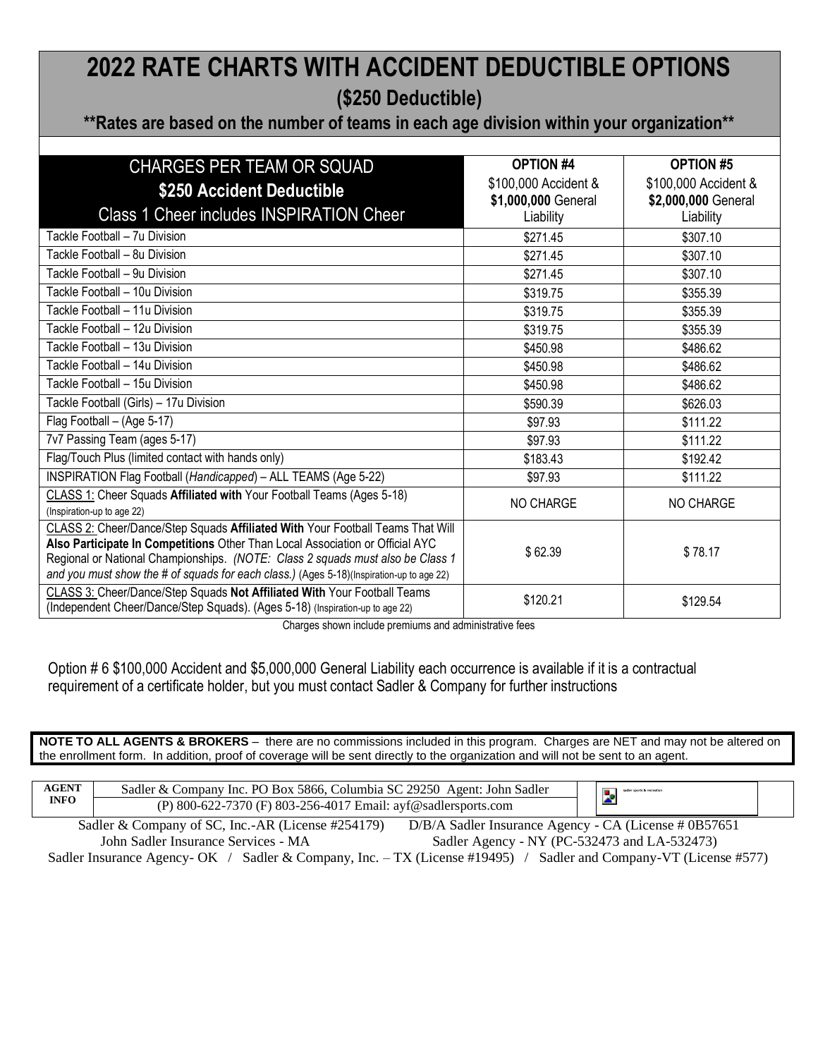# 2022 RATE CHARTS WITH ACCIDENT DEDUCTIBLE OPTIONS

## ($250 Deductible)

**\*\*Rates are based on the number of teams in each age division within your organization\*\***

| CHARGES PER TEAM OR SQUAD<br>**$250 Accident Deductible**<br>Class 1 Cheer includes INSPIRATION Cheer | **OPTION #4**<br>$100,000 Accident & **$1,000,000** General Liability | **OPTION #5**<br>$100,000 Accident & **$2,000,000** General Liability |
|---|---|---|
| Tackle Football – 7u Division | $271.45 | $307.10 |
| Tackle Football – 8u Division | $271.45 | $307.10 |
| Tackle Football – 9u Division | $271.45 | $307.10 |
| Tackle Football – 10u Division | $319.75 | $355.39 |
| Tackle Football – 11u Division | $319.75 | $355.39 |
| Tackle Football – 12u Division | $319.75 | $355.39 |
| Tackle Football – 13u Division | $450.98 | $486.62 |
| Tackle Football – 14u Division | $450.98 | $486.62 |
| Tackle Football – 15u Division | $450.98 | $486.62 |
| Tackle Football (Girls) – 17u Division | $590.39 | $626.03 |
| Flag Football – (Age 5-17) | $97.93 | $111.22 |
| 7v7 Passing Team (ages 5-17) | $97.93 | $111.22 |
| Flag/Touch Plus (limited contact with hands only) | $183.43 | $192.42 |
| INSPIRATION Flag Football (*Handicapped*) – ALL TEAMS (Age 5-22) | $97.93 | $111.22 |
| CLASS 1: Cheer Squads **Affiliated with** Your Football Teams (Ages 5-18) (Inspiration-up to age 22) | NO CHARGE | NO CHARGE |
| CLASS 2: Cheer/Dance/Step Squads **Affiliated With** Your Football Teams That Will **Also Participate In Competitions** Other Than Local Association or Official AYC Regional or National Championships. *(NOTE: Class 2 squads must also be Class 1 and you must show the # of squads for each class.)* (Ages 5-18)(Inspiration-up to age 22) | $ 62.39 | $ 78.17 |
| CLASS 3: Cheer/Dance/Step Squads **Not Affiliated With** Your Football Teams (Independent Cheer/Dance/Step Squads). (Ages 5-18) (Inspiration-up to age 22) | $120.21 | $129.54 |

Charges shown include premiums and administrative fees

Option # 6 $100,000 Accident and $5,000,000 General Liability each occurrence is available if it is a contractual requirement of a certificate holder, but you must contact Sadler & Company for further instructions

**NOTE TO ALL AGENTS & BROKERS** – there are no commissions included in this program. Charges are NET and may not be altered on the enrollment form. In addition, proof of coverage will be sent directly to the organization and will not be sent to an agent.

| **AGENT INFO** | Sadler & Company Inc. PO Box 5866, Columbia SC 29250 Agent: John Sadler<br>(P) 800-622-7370 (F) 803-256-4017 Email: ayf@sadlersports.com |
|---|---|

Sadler & Company of SC, Inc.-AR (License #254179) D/B/A Sadler Insurance Agency - CA (License # 0B57651
John Sadler Insurance Services - MA Sadler Agency - NY (PC-532473 and LA-532473)
Sadler Insurance Agency- OK / Sadler & Company, Inc. – TX (License #19495) / Sadler and Company-VT (License #577)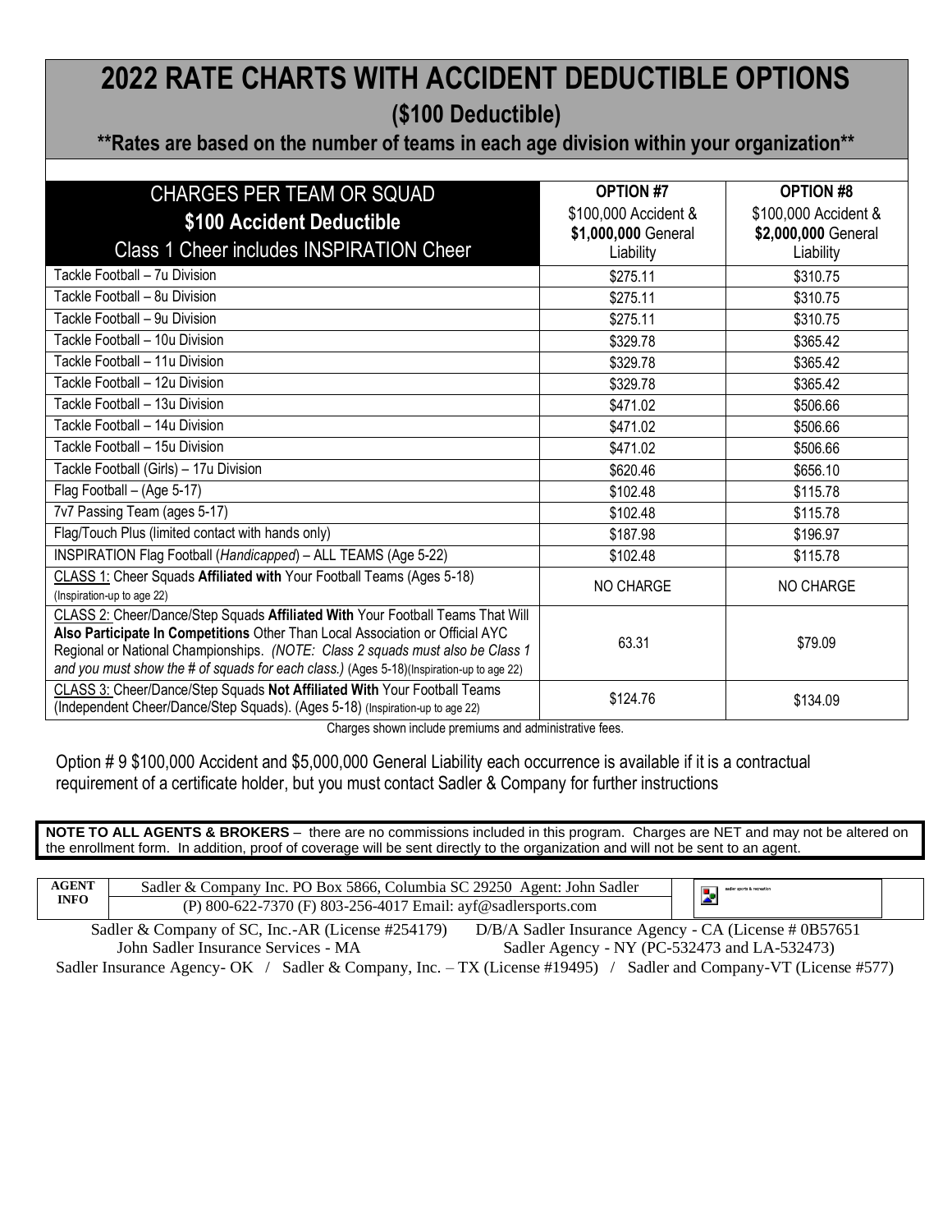# 2022 RATE CHARTS WITH ACCIDENT DEDUCTIBLE OPTIONS

## ($100 Deductible)

### **Rates are based on the number of teams in each age division within your organization**

| CHARGES PER TEAM OR SQUAD **$100 Accident Deductible** Class 1 Cheer includes INSPIRATION Cheer | **OPTION #7** $100,000 Accident & **$1,000,000** General Liability | **OPTION #8** $100,000 Accident & **$2,000,000** General Liability |
|---|---|---|
| Tackle Football – 7u Division | $275.11 | $310.75 |
| Tackle Football – 8u Division | $275.11 | $310.75 |
| Tackle Football – 9u Division | $275.11 | $310.75 |
| Tackle Football – 10u Division | $329.78 | $365.42 |
| Tackle Football – 11u Division | $329.78 | $365.42 |
| Tackle Football – 12u Division | $329.78 | $365.42 |
| Tackle Football – 13u Division | $471.02 | $506.66 |
| Tackle Football – 14u Division | $471.02 | $506.66 |
| Tackle Football – 15u Division | $471.02 | $506.66 |
| Tackle Football (Girls) – 17u Division | $620.46 | $656.10 |
| Flag Football – (Age 5-17) | $102.48 | $115.78 |
| 7v7 Passing Team (ages 5-17) | $102.48 | $115.78 |
| Flag/Touch Plus (limited contact with hands only) | $187.98 | $196.97 |
| INSPIRATION Flag Football (*Handicapped*) – ALL TEAMS (Age 5-22) | $102.48 | $115.78 |
| CLASS 1: Cheer Squads **Affiliated with** Your Football Teams (Ages 5-18) (Inspiration-up to age 22) | NO CHARGE | NO CHARGE |
| CLASS 2: Cheer/Dance/Step Squads **Affiliated With** Your Football Teams That Will **Also Participate In Competitions** Other Than Local Association or Official AYC Regional or National Championships. *(NOTE: Class 2 squads must also be Class 1 and you must show the # of squads for each class.)* (Ages 5-18)(Inspiration-up to age 22) | 63.31 | $79.09 |
| CLASS 3: Cheer/Dance/Step Squads **Not Affiliated With** Your Football Teams (Independent Cheer/Dance/Step Squads). (Ages 5-18) (Inspiration-up to age 22) | $124.76 | $134.09 |

Charges shown include premiums and administrative fees.

Option # 9 $100,000 Accident and $5,000,000 General Liability each occurrence is available if it is a contractual requirement of a certificate holder, but you must contact Sadler & Company for further instructions

**NOTE TO ALL AGENTS & BROKERS** – there are no commissions included in this program. Charges are NET and may not be altered on the enrollment form. In addition, proof of coverage will be sent directly to the organization and will not be sent to an agent.

| **AGENT INFO** | Sadler & Company Inc. PO Box 5866, Columbia SC 29250 Agent: John Sadler (P) 800-622-7370 (F) 803-256-4017 Email: ayf@sadlersports.com |
|---|---|

Sadler & Company of SC, Inc.-AR (License #254179) D/B/A Sadler Insurance Agency - CA (License # 0B57651
John Sadler Insurance Services - MA Sadler Agency - NY (PC-532473 and LA-532473)
Sadler Insurance Agency- OK / Sadler & Company, Inc. – TX (License #19495) / Sadler and Company-VT (License #577)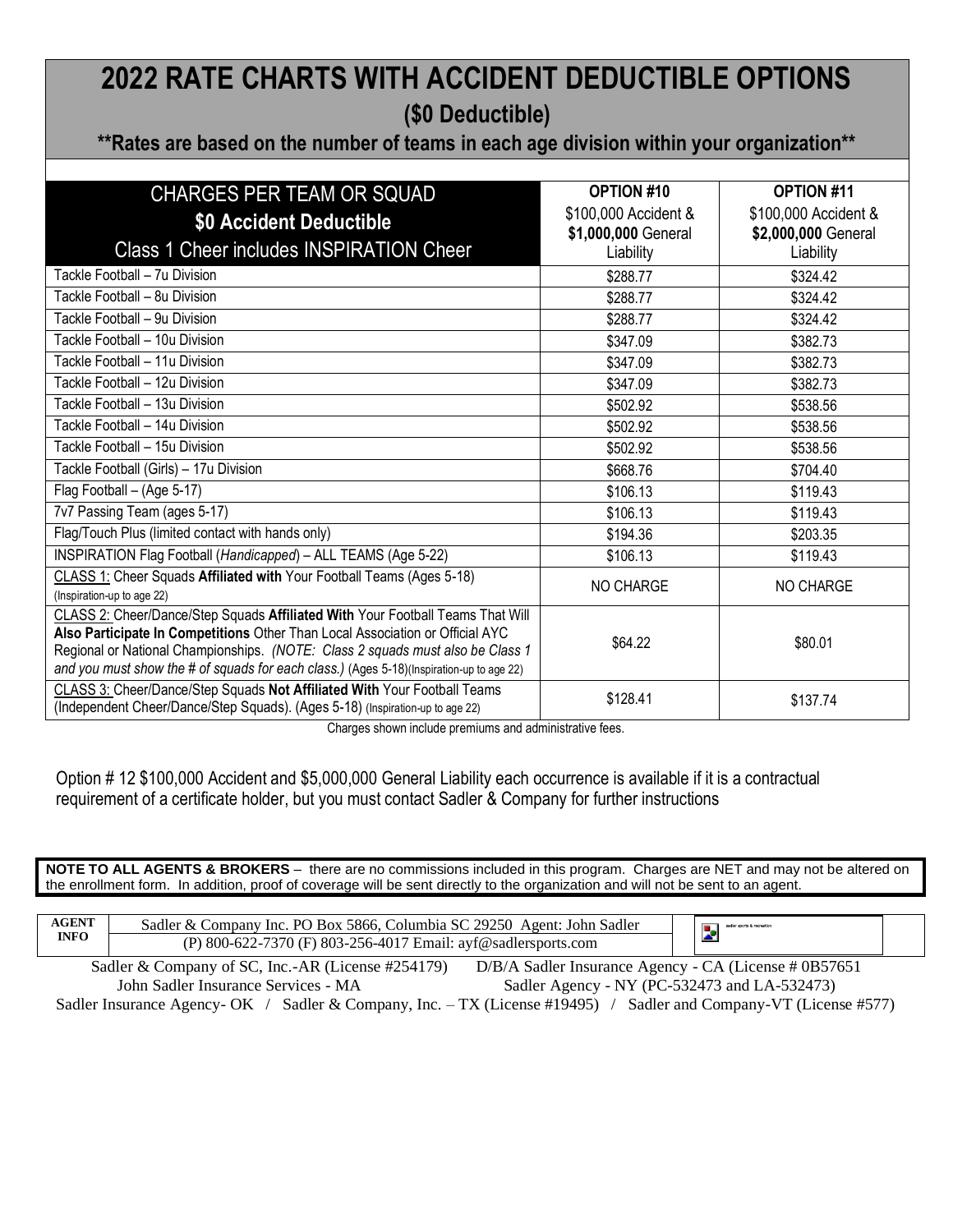# 2022 RATE CHARTS WITH ACCIDENT DEDUCTIBLE OPTIONS

## ($0 Deductible)

**\*\*Rates are based on the number of teams in each age division within your organization\*\***

| CHARGES PER TEAM OR SQUAD **$0 Accident Deductible** Class 1 Cheer includes INSPIRATION Cheer | **OPTION #10** $100,000 Accident & **$1,000,000** General Liability | **OPTION #11** $100,000 Accident & **$2,000,000** General Liability |
|---|---|---|
| Tackle Football – 7u Division | $288.77 | $324.42 |
| Tackle Football – 8u Division | $288.77 | $324.42 |
| Tackle Football – 9u Division | $288.77 | $324.42 |
| Tackle Football – 10u Division | $347.09 | $382.73 |
| Tackle Football – 11u Division | $347.09 | $382.73 |
| Tackle Football – 12u Division | $347.09 | $382.73 |
| Tackle Football – 13u Division | $502.92 | $538.56 |
| Tackle Football – 14u Division | $502.92 | $538.56 |
| Tackle Football – 15u Division | $502.92 | $538.56 |
| Tackle Football (Girls) – 17u Division | $668.76 | $704.40 |
| Flag Football – (Age 5-17) | $106.13 | $119.43 |
| 7v7 Passing Team (ages 5-17) | $106.13 | $119.43 |
| Flag/Touch Plus (limited contact with hands only) | $194.36 | $203.35 |
| INSPIRATION Flag Football (*Handicapped*) – ALL TEAMS (Age 5-22) | $106.13 | $119.43 |
| CLASS 1: Cheer Squads **Affiliated with** Your Football Teams (Ages 5-18) (Inspiration-up to age 22) | NO CHARGE | NO CHARGE |
| CLASS 2: Cheer/Dance/Step Squads **Affiliated With** Your Football Teams That Will **Also Participate In Competitions** Other Than Local Association or Official AYC Regional or National Championships. *(NOTE: Class 2 squads must also be Class 1 and you must show the # of squads for each class.)* (Ages 5-18)(Inspiration-up to age 22) | $64.22 | $80.01 |
| CLASS 3: Cheer/Dance/Step Squads **Not Affiliated With** Your Football Teams (Independent Cheer/Dance/Step Squads). (Ages 5-18) (Inspiration-up to age 22) | $128.41 | $137.74 |

Charges shown include premiums and administrative fees.

Option # 12 $100,000 Accident and $5,000,000 General Liability each occurrence is available if it is a contractual requirement of a certificate holder, but you must contact Sadler & Company for further instructions

**NOTE TO ALL AGENTS & BROKERS** – there are no commissions included in this program. Charges are NET and may not be altered on the enrollment form. In addition, proof of coverage will be sent directly to the organization and will not be sent to an agent.

| AGENT INFO | Sadler & Company Inc. PO Box 5866, Columbia SC 29250 Agent: John Sadler (P) 800-622-7370 (F) 803-256-4017 Email: ayf@sadlersports.com |
|---|---|

Sadler & Company of SC, Inc.-AR (License #254179) D/B/A Sadler Insurance Agency - CA (License # 0B57651
John Sadler Insurance Services - MA Sadler Agency - NY (PC-532473 and LA-532473)
Sadler Insurance Agency- OK / Sadler & Company, Inc. – TX (License #19495) / Sadler and Company-VT (License #577)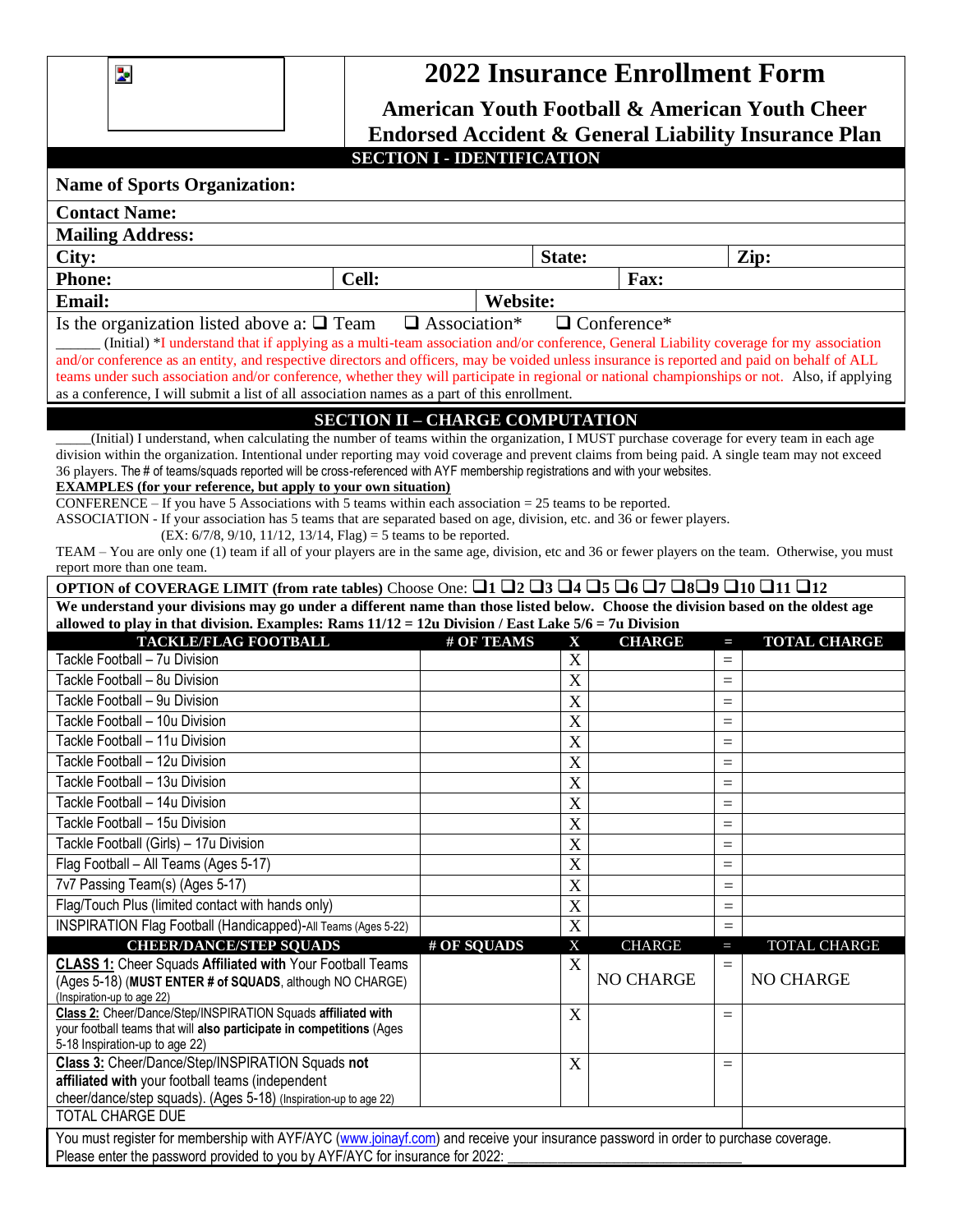# 2022 Insurance Enrollment Form

## American Youth Football & American Youth Cheer Endorsed Accident & General Liability Insurance Plan

### SECTION I - IDENTIFICATION

**Name of Sports Organization:**

**Contact Name:**

**Mailing Address:**

| **City:** | **State:** | **Zip:** |
|---|---|---|

| **Phone:** | **Cell:** | **Fax:** |
|---|---|---|

| **Email:** | **Website:** |
|---|---|

Is the organization listed above a: ❑ Team ❑ Association* ❑ Conference*

______ (Initial) *I understand that if applying as a multi-team association and/or conference, General Liability coverage for my association and/or conference as an entity, and respective directors and officers, may be voided unless insurance is reported and paid on behalf of ALL teams under such association and/or conference, whether they will participate in regional or national championships or not. Also, if applying as a conference, I will submit a list of all association names as a part of this enrollment.

### SECTION II – CHARGE COMPUTATION

_____(Initial) I understand, when calculating the number of teams within the organization, I MUST purchase coverage for every team in each age division within the organization. Intentional under reporting may void coverage and prevent claims from being paid. A single team may not exceed 36 players. The # of teams/squads reported will be cross-referenced with AYF membership registrations and with your websites.

**EXAMPLES (for your reference, but apply to your own situation)**

CONFERENCE – If you have 5 Associations with 5 teams within each association = 25 teams to be reported.

ASSOCIATION - If your association has 5 teams that are separated based on age, division, etc. and 36 or fewer players.
(EX: 6/7/8, 9/10, 11/12, 13/14, Flag) = 5 teams to be reported.

TEAM – You are only one (1) team if all of your players are in the same age, division, etc and 36 or fewer players on the team. Otherwise, you must report more than one team.

**OPTION of COVERAGE LIMIT (from rate tables)** Choose One: ❑1 ❑2 ❑3 ❑4 ❑5 ❑6 ❑7 ❑8 ❑9 ❑10 ❑11 ❑12

**We understand your divisions may go under a different name than those listed below. Choose the division based on the oldest age allowed to play in that division. Examples: Rams 11/12 = 12u Division / East Lake 5/6 = 7u Division**

| TACKLE/FLAG FOOTBALL | # OF TEAMS | X | CHARGE | = | TOTAL CHARGE |
|---|---|---|---|---|---|
| Tackle Football – 7u Division | | X | | = | |
| Tackle Football – 8u Division | | X | | = | |
| Tackle Football – 9u Division | | X | | = | |
| Tackle Football – 10u Division | | X | | = | |
| Tackle Football – 11u Division | | X | | = | |
| Tackle Football – 12u Division | | X | | = | |
| Tackle Football – 13u Division | | X | | = | |
| Tackle Football – 14u Division | | X | | = | |
| Tackle Football – 15u Division | | X | | = | |
| Tackle Football (Girls) – 17u Division | | X | | = | |
| Flag Football – All Teams (Ages 5-17) | | X | | = | |
| 7v7 Passing Team(s) (Ages 5-17) | | X | | = | |
| Flag/Touch Plus (limited contact with hands only) | | X | | = | |
| INSPIRATION Flag Football (Handicapped)-All Teams (Ages 5-22) | | X | | = | |
| **CHEER/DANCE/STEP SQUADS** | **# OF SQUADS** | X | CHARGE | = | TOTAL CHARGE |
| **CLASS 1:** Cheer Squads **Affiliated with** Your Football Teams (Ages 5-18) (**MUST ENTER # of SQUADS**, although NO CHARGE) (Inspiration-up to age 22) | | X | NO CHARGE | = | NO CHARGE |
| **Class 2:** Cheer/Dance/Step/INSPIRATION Squads **affiliated with** your football teams that will **also participate in competitions** (Ages 5-18 Inspiration-up to age 22) | | X | | = | |
| **Class 3:** Cheer/Dance/Step/INSPIRATION Squads **not affiliated with** your football teams (independent cheer/dance/step squads). (Ages 5-18) (Inspiration-up to age 22) | | X | | = | |
| TOTAL CHARGE DUE | | | | | |

You must register for membership with AYF/AYC (www.joinayf.com) and receive your insurance password in order to purchase coverage.
Please enter the password provided to you by AYF/AYC for insurance for 2022: ______________________________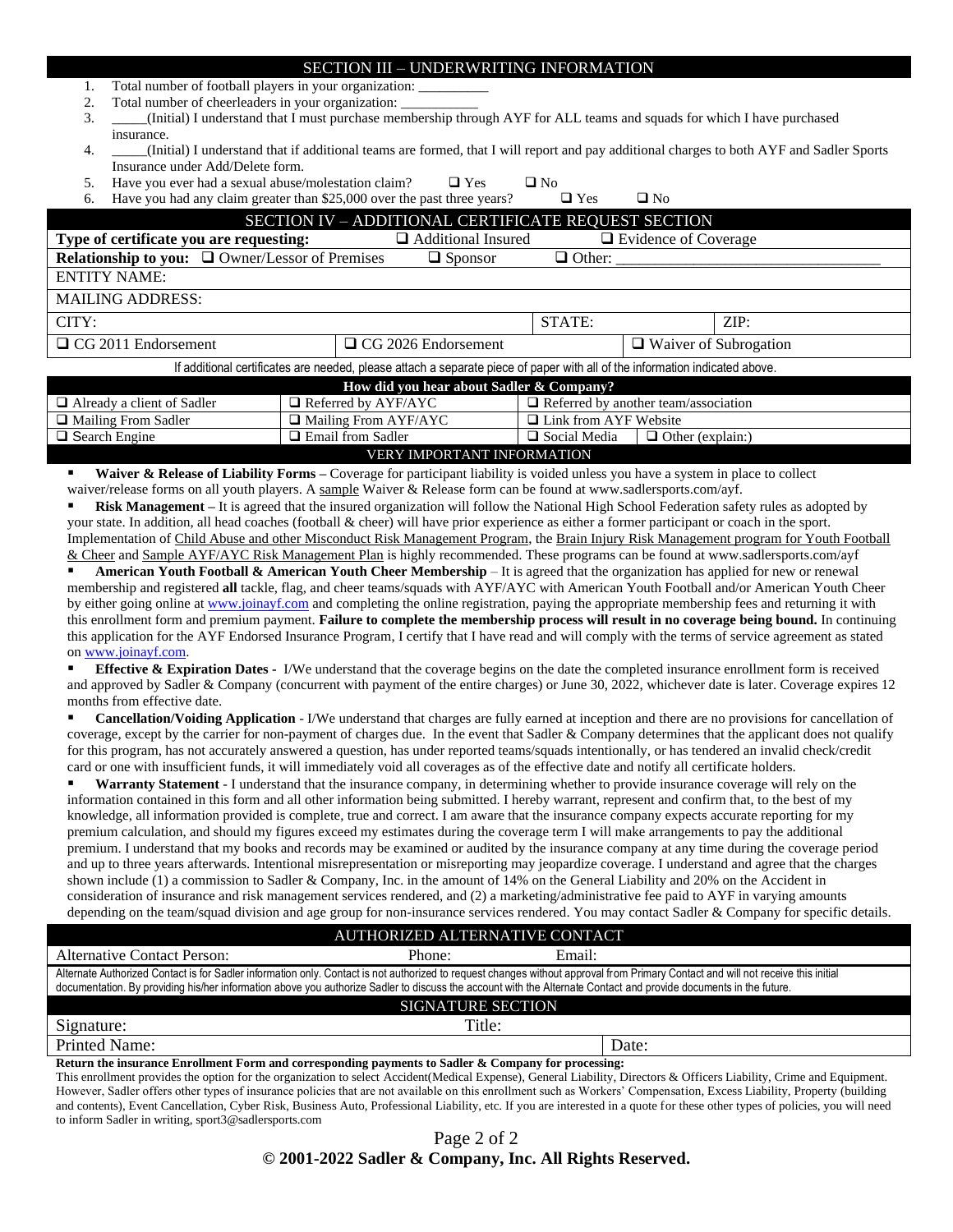## SECTION III – UNDERWRITING INFORMATION

1. Total number of football players in your organization: __________
2. Total number of cheerleaders in your organization: ___________
3. _____(Initial) I understand that I must purchase membership through AYF for ALL teams and squads for which I have purchased insurance.
4. _____(Initial) I understand that if additional teams are formed, that I will report and pay additional charges to both AYF and Sadler Sports Insurance under Add/Delete form.
5. Have you ever had a sexual abuse/molestation claim? ❑ Yes ❑ No
6. Have you had any claim greater than $25,000 over the past three years? ❑ Yes ❑ No

## SECTION IV – ADDITIONAL CERTIFICATE REQUEST SECTION

| | | | |
|---|---|---|---|
| **Type of certificate you are requesting:** | ❑ Additional Insured | ❑ Evidence of Coverage | |
| **Relationship to you:** ❑ Owner/Lessor of Premises | ❑ Sponsor | ❑ Other: ______________________________ | |
| ENTITY NAME: | | | |
| MAILING ADDRESS: | | | |
| CITY: | | STATE: | ZIP: |
| ❑ CG 2011 Endorsement | ❑ CG 2026 Endorsement | ❑ Waiver of Subrogation | |

If additional certificates are needed, please attach a separate piece of paper with all of the information indicated above.

### How did you hear about Sadler & Company?

| | | | |
|---|---|---|---|
| ❑ Already a client of Sadler | ❑ Referred by AYF/AYC | ❑ Referred by another team/association | |
| ❑ Mailing From Sadler | ❑ Mailing From AYF/AYC | ❑ Link from AYF Website | |
| ❑ Search Engine | ❑ Email from Sadler | ❑ Social Media | ❑ Other (explain:) |

## VERY IMPORTANT INFORMATION

- **Waiver & Release of Liability Forms –** Coverage for participant liability is voided unless you have a system in place to collect waiver/release forms on all youth players. A sample Waiver & Release form can be found at www.sadlersports.com/ayf.
- **Risk Management –** It is agreed that the insured organization will follow the National High School Federation safety rules as adopted by your state. In addition, all head coaches (football & cheer) will have prior experience as either a former participant or coach in the sport. Implementation of Child Abuse and other Misconduct Risk Management Program, the Brain Injury Risk Management program for Youth Football & Cheer and Sample AYF/AYC Risk Management Plan is highly recommended. These programs can be found at www.sadlersports.com/ayf
- **American Youth Football & American Youth Cheer Membership** – It is agreed that the organization has applied for new or renewal membership and registered **all** tackle, flag, and cheer teams/squads with AYF/AYC with American Youth Football and/or American Youth Cheer by either going online at www.joinayf.com and completing the online registration, paying the appropriate membership fees and returning it with this enrollment form and premium payment. **Failure to complete the membership process will result in no coverage being bound.** In continuing this application for the AYF Endorsed Insurance Program, I certify that I have read and will comply with the terms of service agreement as stated on www.joinayf.com.
- **Effective & Expiration Dates -** I/We understand that the coverage begins on the date the completed insurance enrollment form is received and approved by Sadler & Company (concurrent with payment of the entire charges) or June 30, 2022, whichever date is later. Coverage expires 12 months from effective date.
- **Cancellation/Voiding Application** - I/We understand that charges are fully earned at inception and there are no provisions for cancellation of coverage, except by the carrier for non-payment of charges due. In the event that Sadler & Company determines that the applicant does not qualify for this program, has not accurately answered a question, has under reported teams/squads intentionally, or has tendered an invalid check/credit card or one with insufficient funds, it will immediately void all coverages as of the effective date and notify all certificate holders.
- **Warranty Statement** - I understand that the insurance company, in determining whether to provide insurance coverage will rely on the information contained in this form and all other information being submitted. I hereby warrant, represent and confirm that, to the best of my knowledge, all information provided is complete, true and correct. I am aware that the insurance company expects accurate reporting for my premium calculation, and should my figures exceed my estimates during the coverage term I will make arrangements to pay the additional premium. I understand that my books and records may be examined or audited by the insurance company at any time during the coverage period and up to three years afterwards. Intentional misrepresentation or misreporting may jeopardize coverage. I understand and agree that the charges shown include (1) a commission to Sadler & Company, Inc. in the amount of 14% on the General Liability and 20% on the Accident in consideration of insurance and risk management services rendered, and (2) a marketing/administrative fee paid to AYF in varying amounts depending on the team/squad division and age group for non-insurance services rendered. You may contact Sadler & Company for specific details.

## AUTHORIZED ALTERNATIVE CONTACT

| | | |
|---|---|---|
| Alternative Contact Person: | Phone: | Email: |

Alternate Authorized Contact is for Sadler information only. Contact is not authorized to request changes without approval from Primary Contact and will not receive this initial documentation. By providing his/her information above you authorize Sadler to discuss the account with the Alternate Contact and provide documents in the future.

## SIGNATURE SECTION

| | |
|---|---|
| Signature: | Title: |
| Printed Name: | Date: |

**Return the insurance Enrollment Form and corresponding payments to Sadler & Company for processing:**

This enrollment provides the option for the organization to select Accident(Medical Expense), General Liability, Directors & Officers Liability, Crime and Equipment. However, Sadler offers other types of insurance policies that are not available on this enrollment such as Workers' Compensation, Excess Liability, Property (building and contents), Event Cancellation, Cyber Risk, Business Auto, Professional Liability, etc. If you are interested in a quote for these other types of policies, you will need to inform Sadler in writing, sport3@sadlersports.com

**© 2001-2022 Sadler & Company, Inc. All Rights Reserved.**